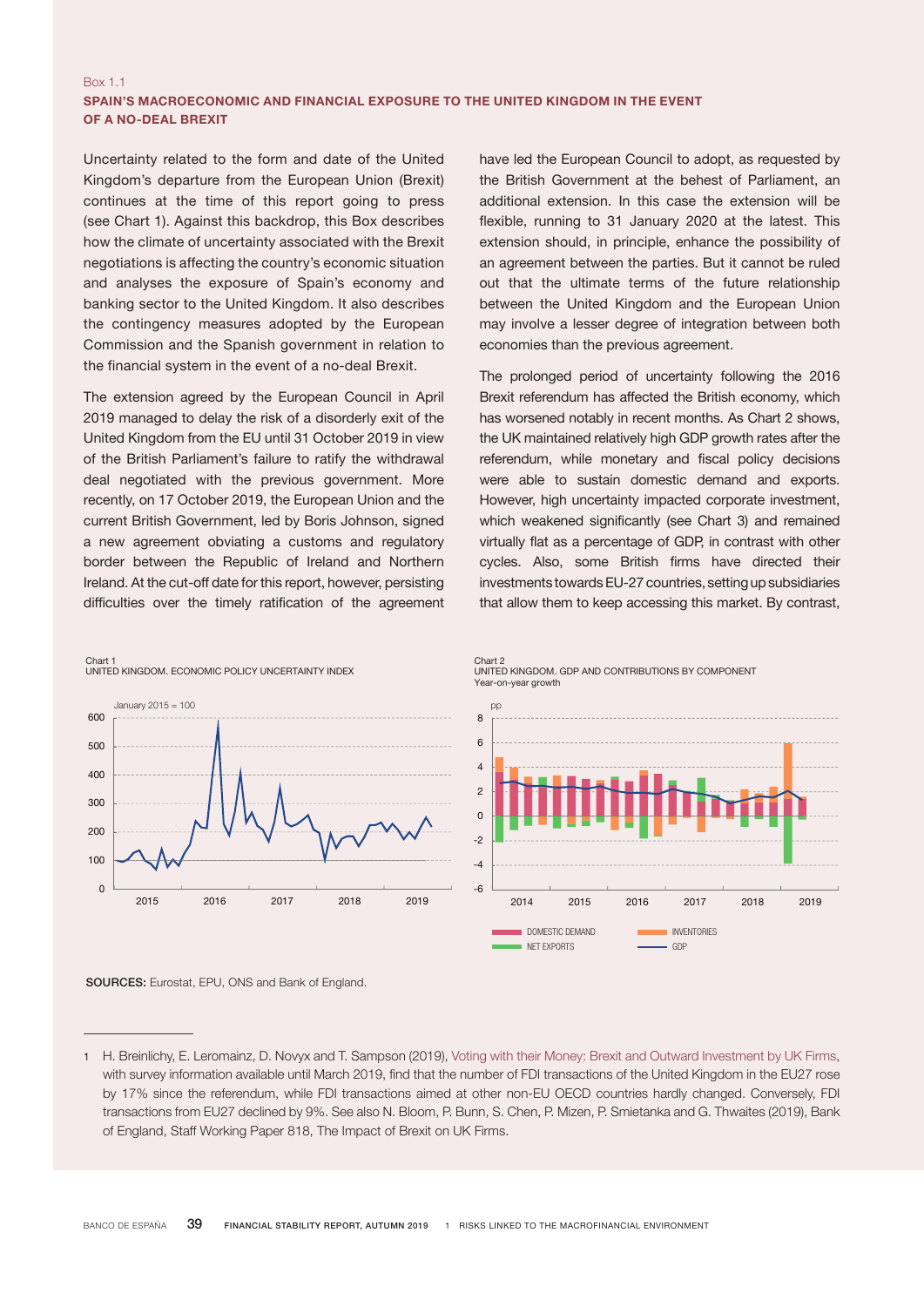Box 1.1

## SPAIN'S MACROECONOMIC AND FINANCIAL EXPOSURE TO THE UNITED KINGDOM IN THE EVENT OF A NO-DEAL BREXIT

Uncertainty related to the form and date of the United Kingdom's departure from the European Union (Brexit) continues at the time of this report going to press (see Chart 1). Against this backdrop, this Box describes how the climate of uncertainty associated with the Brexit negotiations is affecting the country's economic situation and analyses the exposure of Spain's economy and banking sector to the United Kingdom. It also describes the contingency measures adopted by the European Commission and the Spanish government in relation to the financial system in the event of a no-deal Brexit.

The extension agreed by the European Council in April 2019 managed to delay the risk of a disorderly exit of the United Kingdom from the EU until 31 October 2019 in view of the British Parliament's failure to ratify the withdrawal deal negotiated with the previous government. More recently, on 17 October 2019, the European Union and the current British Government, led by Boris Johnson, signed a new agreement obviating a customs and regulatory border between the Republic of Ireland and Northern Ireland. At the cut-off date for this report, however, persisting difficulties over the timely ratification of the agreement have led the European Council to adopt, as requested by the British Government at the behest of Parliament, an additional extension. In this case the extension will be flexible, running to 31 January 2020 at the latest. This extension should, in principle, enhance the possibility of an agreement between the parties. But it cannot be ruled out that the ultimate terms of the future relationship between the United Kingdom and the European Union may involve a lesser degree of integration between both economies than the previous agreement.

The prolonged period of uncertainty following the 2016 Brexit referendum has affected the British economy, which has worsened notably in recent months. As Chart 2 shows, the UK maintained relatively high GDP growth rates after the referendum, while monetary and fiscal policy decisions were able to sustain domestic demand and exports. However, high uncertainty impacted corporate investment, which weakened significantly (see Chart 3) and remained virtually flat as a percentage of GDP, in contrast with other cycles. Also, some British firms have directed their investments towards EU-27 countries, setting up subsidiaries that allow them to keep accessing this market. By contrast,

Chart 1
UNITED KINGDOM. ECONOMIC POLICY UNCERTAINTY INDEX

Chart 2
UNITED KINGDOM. GDP AND CONTRIBUTIONS BY COMPONENT
Year-on-year growth

**SOURCES:** Eurostat, EPU, ONS and Bank of England.

---

1 H. Breinlichy, E. Leromainz, D. Novyx and T. Sampson (2019), Voting with their Money: Brexit and Outward Investment by UK Firms, with survey information available until March 2019, find that the number of FDI transactions of the United Kingdom in the EU27 rose by 17% since the referendum, while FDI transactions aimed at other non-EU OECD countries hardly changed. Conversely, FDI transactions from EU27 declined by 9%. See also N. Bloom, P. Bunn, S. Chen, P. Mizen, P. Smietanka and G. Thwaites (2019), Bank of England, Staff Working Paper 818, The Impact of Brexit on UK Firms.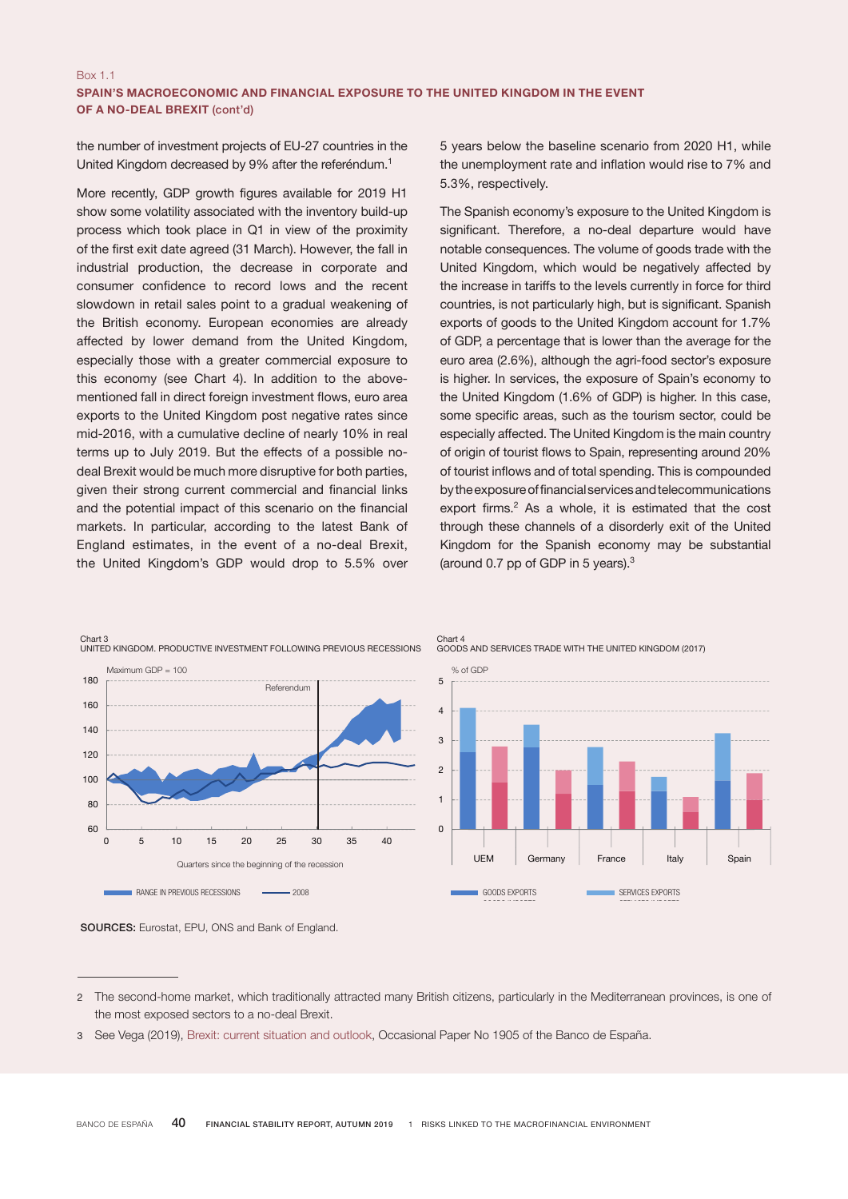Box 1.1

**SPAIN'S MACROECONOMIC AND FINANCIAL EXPOSURE TO THE UNITED KINGDOM IN THE EVENT OF A NO-DEAL BREXIT (cont'd)**

the number of investment projects of EU-27 countries in the United Kingdom decreased by 9% after the referéndum.[1]

More recently, GDP growth figures available for 2019 H1 show some volatility associated with the inventory build-up process which took place in Q1 in view of the proximity of the first exit date agreed (31 March). However, the fall in industrial production, the decrease in corporate and consumer confidence to record lows and the recent slowdown in retail sales point to a gradual weakening of the British economy. European economies are already affected by lower demand from the United Kingdom, especially those with a greater commercial exposure to this economy (see Chart 4). In addition to the above-mentioned fall in direct foreign investment flows, euro area exports to the United Kingdom post negative rates since mid-2016, with a cumulative decline of nearly 10% in real terms up to July 2019. But the effects of a possible no-deal Brexit would be much more disruptive for both parties, given their strong current commercial and financial links and the potential impact of this scenario on the financial markets. In particular, according to the latest Bank of England estimates, in the event of a no-deal Brexit, the United Kingdom's GDP would drop to 5.5% over 5 years below the baseline scenario from 2020 H1, while the unemployment rate and inflation would rise to 7% and 5.3%, respectively.

The Spanish economy's exposure to the United Kingdom is significant. Therefore, a no-deal departure would have notable consequences. The volume of goods trade with the United Kingdom, which would be negatively affected by the increase in tariffs to the levels currently in force for third countries, is not particularly high, but is significant. Spanish exports of goods to the United Kingdom account for 1.7% of GDP, a percentage that is lower than the average for the euro area (2.6%), although the agri-food sector's exposure is higher. In services, the exposure of Spain's economy to the United Kingdom (1.6% of GDP) is higher. In this case, some specific areas, such as the tourism sector, could be especially affected. The United Kingdom is the main country of origin of tourist flows to Spain, representing around 20% of tourist inflows and of total spending. This is compounded by the exposure of financial services and telecommunications export firms.[2] As a whole, it is estimated that the cost through these channels of a disorderly exit of the United Kingdom for the Spanish economy may be substantial (around 0.7 pp of GDP in 5 years).[3]

Chart 3
UNITED KINGDOM. PRODUCTIVE INVESTMENT FOLLOWING PREVIOUS RECESSIONS

Chart 4
GOODS AND SERVICES TRADE WITH THE UNITED KINGDOM (2017)

**SOURCES:** Eurostat, EPU, ONS and Bank of England.

---

2 The second-home market, which traditionally attracted many British citizens, particularly in the Mediterranean provinces, is one of the most exposed sectors to a no-deal Brexit.

3 See Vega (2019), Brexit: current situation and outlook, Occasional Paper No 1905 of the Banco de España.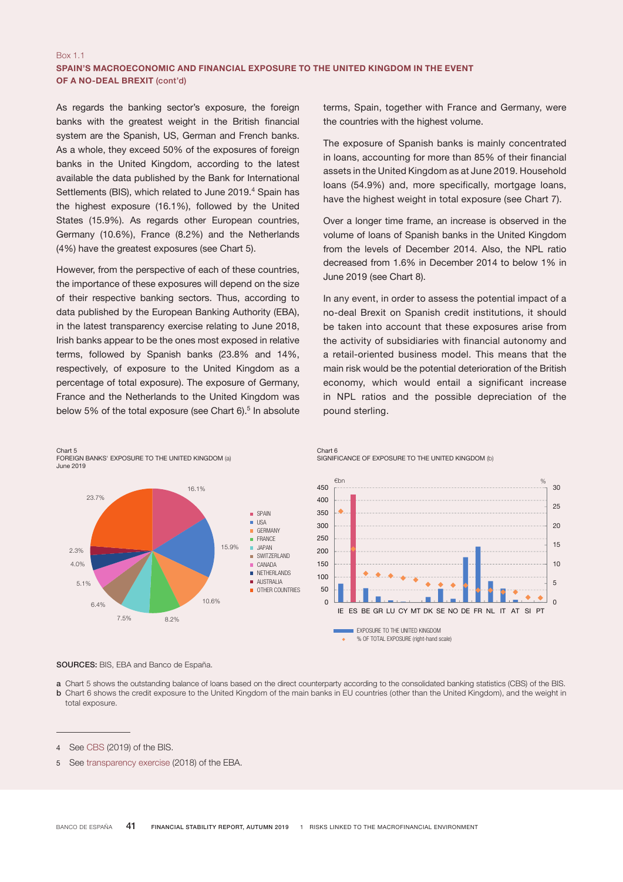Box 1.1

**SPAIN'S MACROECONOMIC AND FINANCIAL EXPOSURE TO THE UNITED KINGDOM IN THE EVENT OF A NO-DEAL BREXIT (cont'd)**

As regards the banking sector's exposure, the foreign banks with the greatest weight in the British financial system are the Spanish, US, German and French banks. As a whole, they exceed 50% of the exposures of foreign banks in the United Kingdom, according to the latest available the data published by the Bank for International Settlements (BIS), which related to June 2019.[4] Spain has the highest exposure (16.1%), followed by the United States (15.9%). As regards other European countries, Germany (10.6%), France (8.2%) and the Netherlands (4%) have the greatest exposures (see Chart 5).

However, from the perspective of each of these countries, the importance of these exposures will depend on the size of their respective banking sectors. Thus, according to data published by the European Banking Authority (EBA), in the latest transparency exercise relating to June 2018, Irish banks appear to be the ones most exposed in relative terms, followed by Spanish banks (23.8% and 14%, respectively, of exposure to the United Kingdom as a percentage of total exposure). The exposure of Germany, France and the Netherlands to the United Kingdom was below 5% of the total exposure (see Chart 6).[5] In absolute terms, Spain, together with France and Germany, were the countries with the highest volume.

The exposure of Spanish banks is mainly concentrated in loans, accounting for more than 85% of their financial assets in the United Kingdom as at June 2019. Household loans (54.9%) and, more specifically, mortgage loans, have the highest weight in total exposure (see Chart 7).

Over a longer time frame, an increase is observed in the volume of loans of Spanish banks in the United Kingdom from the levels of December 2014. Also, the NPL ratio decreased from 1.6% in December 2014 to below 1% in June 2019 (see Chart 8).

In any event, in order to assess the potential impact of a no-deal Brexit on Spanish credit institutions, it should be taken into account that these exposures arise from the activity of subsidiaries with financial autonomy and a retail-oriented business model. This means that the main risk would be the potential deterioration of the British economy, which would entail a significant increase in NPL ratios and the possible depreciation of the pound sterling.

Chart 5
FOREIGN BANKS' EXPOSURE TO THE UNITED KINGDOM (a)
June 2019

Chart 6
SIGNIFICANCE OF EXPOSURE TO THE UNITED KINGDOM (b)

**SOURCES:** BIS, EBA and Banco de España.

a Chart 5 shows the outstanding balance of loans based on the direct counterparty according to the consolidated banking statistics (CBS) of the BIS.
b Chart 6 shows the credit exposure to the United Kingdom of the main banks in EU countries (other than the United Kingdom), and the weight in total exposure.

4 See CBS (2019) of the BIS.

5 See transparency exercise (2018) of the EBA.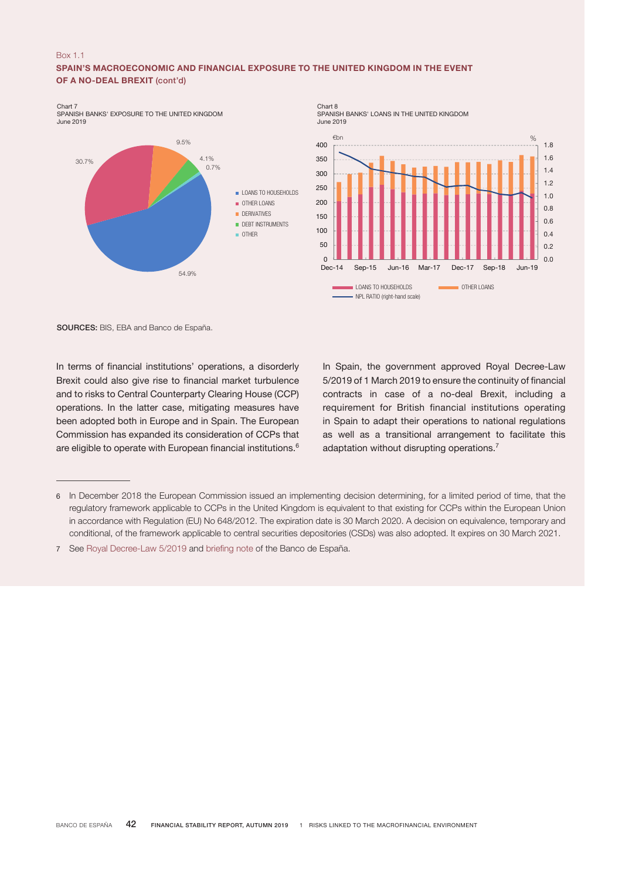Box 1.1

## SPAIN'S MACROECONOMIC AND FINANCIAL EXPOSURE TO THE UNITED KINGDOM IN THE EVENT OF A NO-DEAL BREXIT (cont'd)

Chart 7
SPANISH BANKS' EXPOSURE TO THE UNITED KINGDOM
June 2019

30.7%
9.5%
4.1%
0.7%
54.9%

LOANS TO HOUSEHOLDS
OTHER LOANS
DERIVATIVES
DEBT INSTRUMENTS
OTHER

Chart 8
SPANISH BANKS' LOANS IN THE UNITED KINGDOM
June 2019

€bn
%
0
50
100
150
200
250
300
350
400
0.0
0.2
0.4
0.6
0.8
1.0
1.2
1.4
1.6
1.8
Dec-14
Sep-15
Jun-16
Mar-17
Dec-17
Sep-18
Jun-19

LOANS TO HOUSEHOLDS
OTHER LOANS
NPL RATIO (right-hand scale)

**SOURCES:** BIS, EBA and Banco de España.

In terms of financial institutions' operations, a disorderly Brexit could also give rise to financial market turbulence and to risks to Central Counterparty Clearing House (CCP) operations. In the latter case, mitigating measures have been adopted both in Europe and in Spain. The European Commission has expanded its consideration of CCPs that are eligible to operate with European financial institutions.[6]

In Spain, the government approved Royal Decree-Law 5/2019 of 1 March 2019 to ensure the continuity of financial contracts in case of a no-deal Brexit, including a requirement for British financial institutions operating in Spain to adapt their operations to national regulations as well as a transitional arrangement to facilitate this adaptation without disrupting operations.[7]

---

6 In December 2018 the European Commission issued an implementing decision determining, for a limited period of time, that the regulatory framework applicable to CCPs in the United Kingdom is equivalent to that existing for CCPs within the European Union in accordance with Regulation (EU) No 648/2012. The expiration date is 30 March 2020. A decision on equivalence, temporary and conditional, of the framework applicable to central securities depositories (CSDs) was also adopted. It expires on 30 March 2021.

7 See Royal Decree-Law 5/2019 and briefing note of the Banco de España.